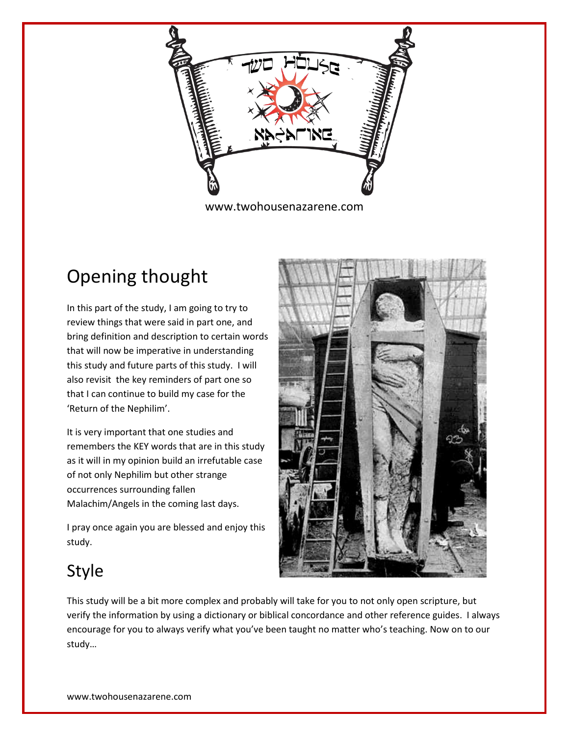www.twohousenazarene.com

## Opening thought

In this part of the study, I am going to try to review things that were said in part one, and bring definition and description to certain words that will now be imperative in understanding this study and future parts of this study. I will also revisit the key reminders of part one so that I can continue to build my case for the 'Return of the Nephilim'.

It is very important that one studies and remembers the KEY words that are in this study as it will in my opinion build an irrefutable case of not only Nephilim but other strange occurrences surrounding fallen Malachim/Angels in the coming last days.

I pray once again you are blessed and enjoy this study.

## Style

This study will be a bit more complex and probably will take for you to not only open scripture, but verify the information by using a dictionary or biblical concordance and other reference guides. I always encourage for you to always verify what you've been taught no matter who's teaching. Now on to our study…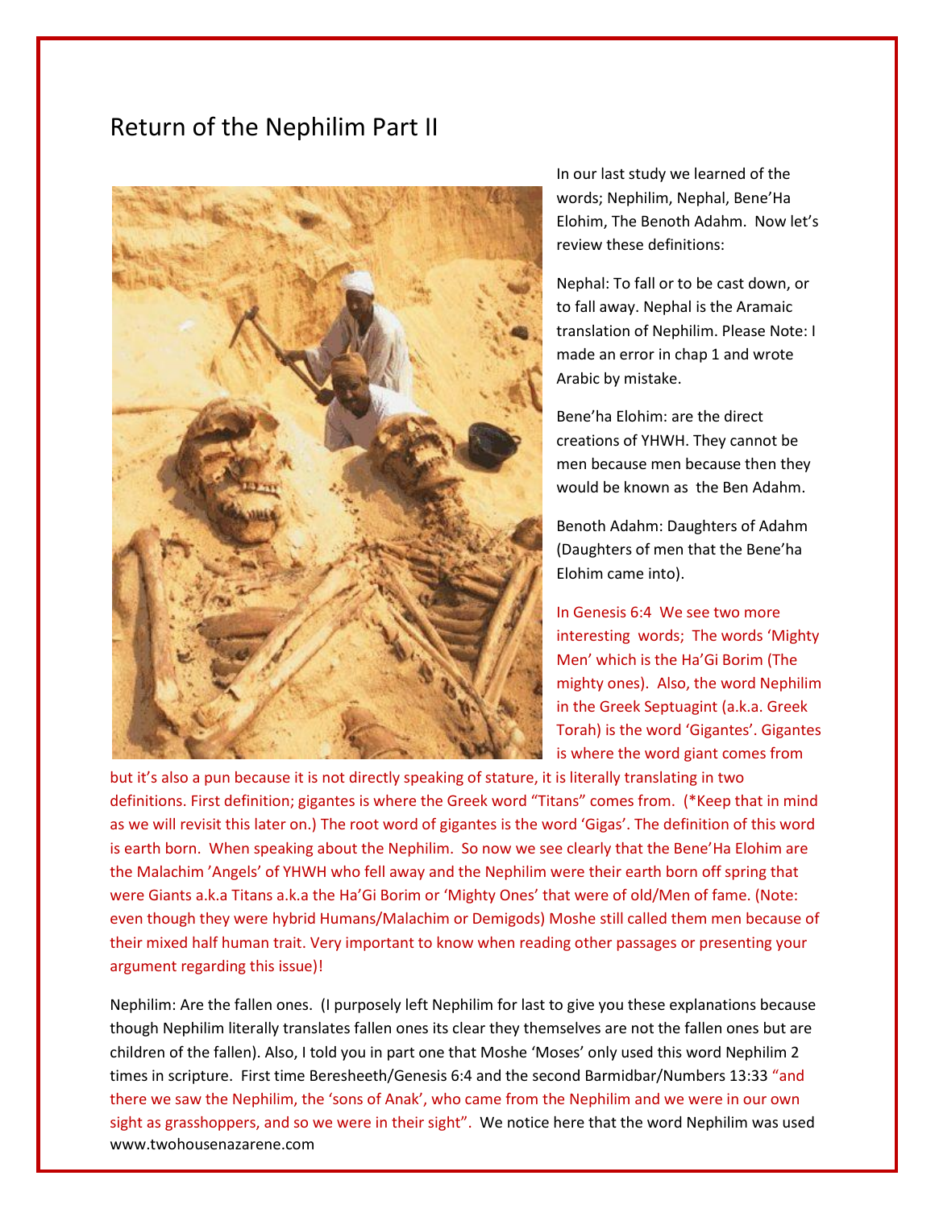# Return of the Nephilim Part II

In our last study we learned of the words; Nephilim, Nephal, Bene'Ha Elohim, The Benoth Adahm. Now let's review these definitions:

Nephal: To fall or to be cast down, or to fall away. Nephal is the Aramaic translation of Nephilim. Please Note: I made an error in chap 1 and wrote Arabic by mistake.

Bene'ha Elohim: are the direct creations of YHWH. They cannot be men because men because then they would be known as the Ben Adahm.

Benoth Adahm: Daughters of Adahm (Daughters of men that the Bene'ha Elohim came into).

In Genesis 6:4 We see two more interesting words; The words 'Mighty Men' which is the Ha'Gi Borim (The mighty ones). Also, the word Nephilim in the Greek Septuagint (a.k.a. Greek Torah) is the word 'Gigantes'. Gigantes is where the word giant comes from but it's also a pun because it is not directly speaking of stature, it is literally translating in two definitions. First definition; gigantes is where the Greek word "Titans" comes from. (*Keep that in mind as we will revisit this later on.) The root word of gigantes is the word 'Gigas'. The definition of this word is earth born. When speaking about the Nephilim. So now we see clearly that the Bene'Ha Elohim are the Malachim 'Angels' of YHWH who fell away and the Nephilim were their earth born off spring that were Giants a.k.a Titans a.k.a the Ha'Gi Borim or 'Mighty Ones' that were of old/Men of fame. (Note: even though they were hybrid Humans/Malachim or Demigods) Moshe still called them men because of their mixed half human trait. Very important to know when reading other passages or presenting your argument regarding this issue)!

Nephilim: Are the fallen ones. (I purposely left Nephilim for last to give you these explanations because though Nephilim literally translates fallen ones its clear they themselves are not the fallen ones but are children of the fallen). Also, I told you in part one that Moshe 'Moses' only used this word Nephilim 2 times in scripture. First time Beresheeth/Genesis 6:4 and the second Barmidbar/Numbers 13:33 "and there we saw the Nephilim, the 'sons of Anak', who came from the Nephilim and we were in our own sight as grasshoppers, and so we were in their sight". We notice here that the word Nephilim was used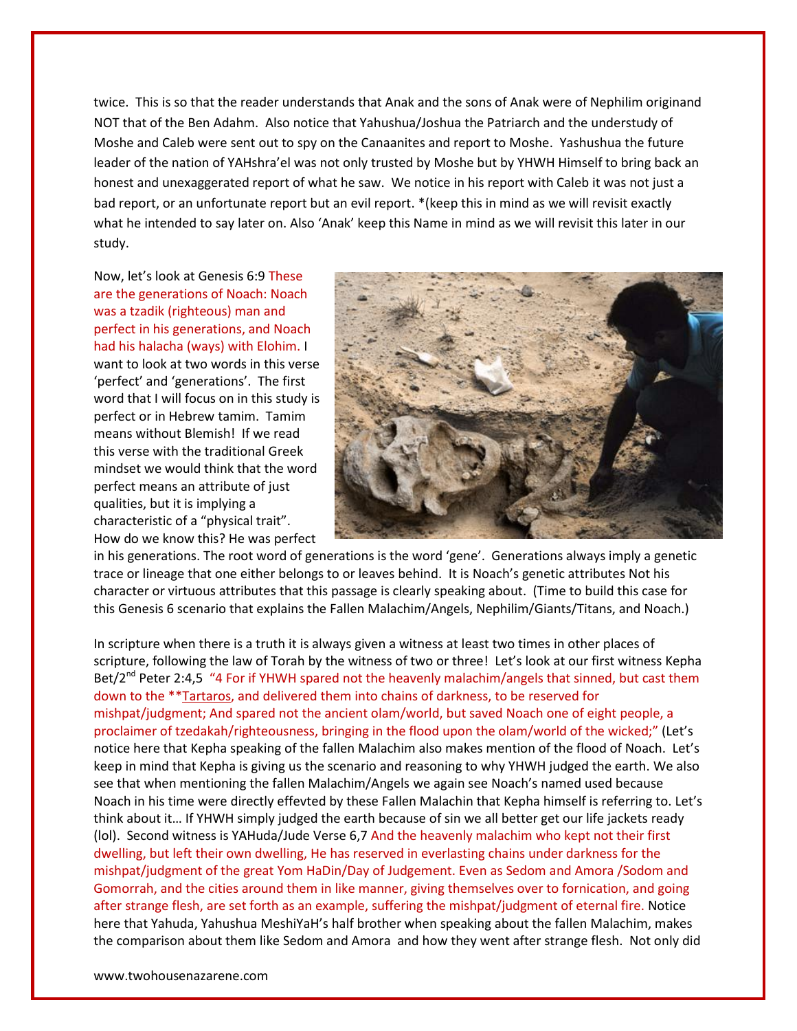twice. This is so that the reader understands that Anak and the sons of Anak were of Nephilim originand NOT that of the Ben Adahm. Also notice that Yahushua/Joshua the Patriarch and the understudy of Moshe and Caleb were sent out to spy on the Canaanites and report to Moshe. Yashushua the future leader of the nation of YAHshra'el was not only trusted by Moshe but by YHWH Himself to bring back an honest and unexaggerated report of what he saw. We notice in his report with Caleb it was not just a bad report, or an unfortunate report but an evil report. *(keep this in mind as we will revisit exactly what he intended to say later on. Also 'Anak' keep this Name in mind as we will revisit this later in our study.

Now, let's look at Genesis 6:9 These are the generations of Noach: Noach was a tzadik (righteous) man and perfect in his generations, and Noach had his halacha (ways) with Elohim. I want to look at two words in this verse 'perfect' and 'generations'. The first word that I will focus on in this study is perfect or in Hebrew tamim. Tamim means without Blemish! If we read this verse with the traditional Greek mindset we would think that the word perfect means an attribute of just qualities, but it is implying a characteristic of a "physical trait". How do we know this? He was perfect in his generations. The root word of generations is the word 'gene'. Generations always imply a genetic trace or lineage that one either belongs to or leaves behind. It is Noach's genetic attributes Not his character or virtuous attributes that this passage is clearly speaking about. (Time to build this case for this Genesis 6 scenario that explains the Fallen Malachim/Angels, Nephilim/Giants/Titans, and Noach.)

In scripture when there is a truth it is always given a witness at least two times in other places of scripture, following the law of Torah by the witness of two or three! Let's look at our first witness Kepha Bet/2nd Peter 2:4,5 "4 For if YHWH spared not the heavenly malachim/angels that sinned, but cast them down to the **Tartaros, and delivered them into chains of darkness, to be reserved for mishpat/judgment; And spared not the ancient olam/world, but saved Noach one of eight people, a proclaimer of tzedakah/righteousness, bringing in the flood upon the olam/world of the wicked;" (Let's notice here that Kepha speaking of the fallen Malachim also makes mention of the flood of Noach. Let's keep in mind that Kepha is giving us the scenario and reasoning to why YHWH judged the earth. We also see that when mentioning the fallen Malachim/Angels we again see Noach's named used because Noach in his time were directly effevted by these Fallen Malachin that Kepha himself is referring to. Let's think about it… If YHWH simply judged the earth because of sin we all better get our life jackets ready (lol). Second witness is YAHuda/Jude Verse 6,7 And the heavenly malachim who kept not their first dwelling, but left their own dwelling, He has reserved in everlasting chains under darkness for the mishpat/judgment of the great Yom HaDin/Day of Judgement. Even as Sedom and Amora /Sodom and Gomorrah, and the cities around them in like manner, giving themselves over to fornication, and going after strange flesh, are set forth as an example, suffering the mishpat/judgment of eternal fire. Notice here that Yahuda, Yahushua MeshiYaH's half brother when speaking about the fallen Malachim, makes the comparison about them like Sedom and Amora and how they went after strange flesh. Not only did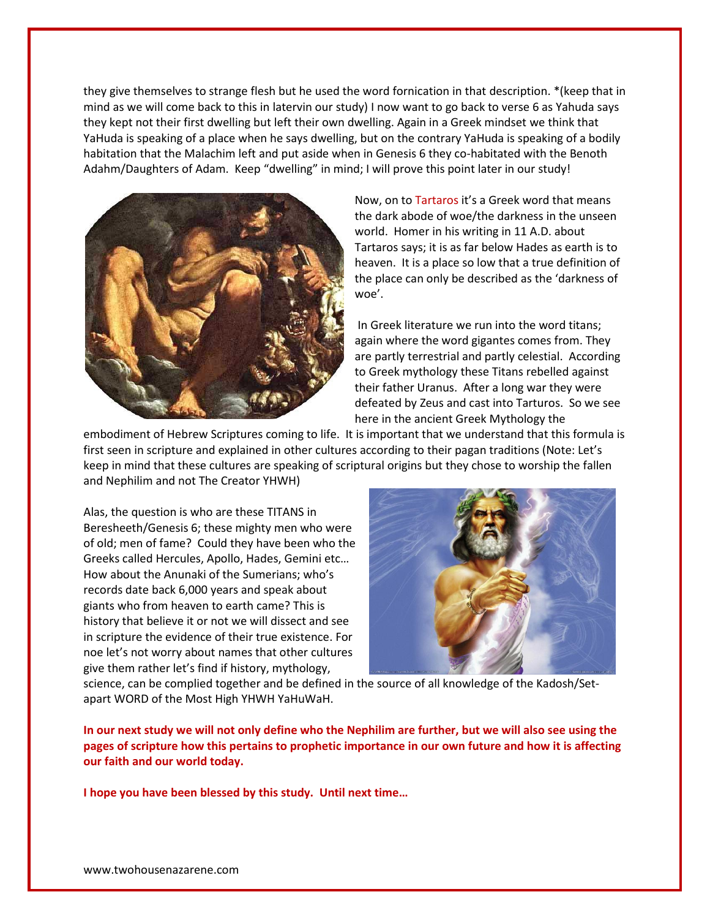they give themselves to strange flesh but he used the word fornication in that description. *(keep that in mind as we will come back to this in latervin our study) I now want to go back to verse 6 as Yahuda says they kept not their first dwelling but left their own dwelling. Again in a Greek mindset we think that YaHuda is speaking of a place when he says dwelling, but on the contrary YaHuda is speaking of a bodily habitation that the Malachim left and put aside when in Genesis 6 they co-habitated with the Benoth Adahm/Daughters of Adam. Keep "dwelling" in mind; I will prove this point later in our study!

Now, on to Tartaros it's a Greek word that means the dark abode of woe/the darkness in the unseen world. Homer in his writing in 11 A.D. about Tartaros says; it is as far below Hades as earth is to heaven. It is a place so low that a true definition of the place can only be described as the 'darkness of woe'.

In Greek literature we run into the word titans; again where the word gigantes comes from. They are partly terrestrial and partly celestial. According to Greek mythology these Titans rebelled against their father Uranus. After a long war they were defeated by Zeus and cast into Tarturos. So we see here in the ancient Greek Mythology the embodiment of Hebrew Scriptures coming to life. It is important that we understand that this formula is first seen in scripture and explained in other cultures according to their pagan traditions (Note: Let's keep in mind that these cultures are speaking of scriptural origins but they chose to worship the fallen and Nephilim and not The Creator YHWH)

Alas, the question is who are these TITANS in Beresheeth/Genesis 6; these mighty men who were of old; men of fame? Could they have been who the Greeks called Hercules, Apollo, Hades, Gemini etc… How about the Anunaki of the Sumerians; who's records date back 6,000 years and speak about giants who from heaven to earth came? This is history that believe it or not we will dissect and see in scripture the evidence of their true existence. For noe let's not worry about names that other cultures give them rather let's find if history, mythology, science, can be complied together and be defined in the source of all knowledge of the Kadosh/Set-apart WORD of the Most High YHWH YaHuWaH.

**In our next study we will not only define who the Nephilim are further, but we will also see using the pages of scripture how this pertains to prophetic importance in our own future and how it is affecting our faith and our world today.**

**I hope you have been blessed by this study. Until next time…**

www.twohousenazarene.com